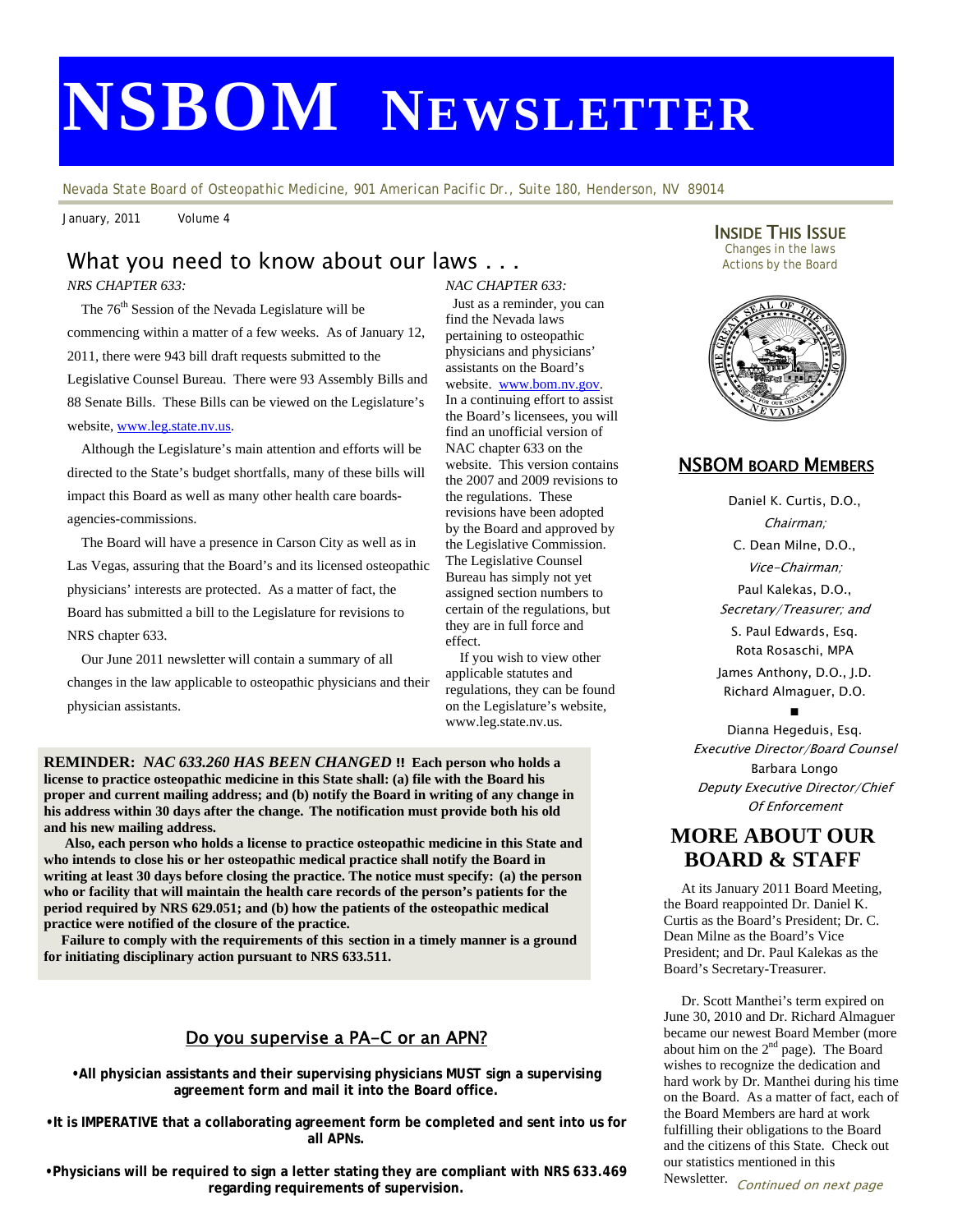# NSBOM NEWSLETTER

Nevada State Board of Osteopathic Medicine, 901 American Pacific Dr., Suite 180, Henderson, NV 89014

January, 2011 Volume 4

## What you need to know about our laws . . .

*NRS CHAPTER 633:*

The 76th Session of the Nevada Legislature will be commencing within a matter of a few weeks. As of January 12, 2011, there were 943 bill draft requests submitted to the Legislative Counsel Bureau. There were 93 Assembly Bills and 88 Senate Bills. These Bills can be viewed on the Legislature's website, www.leg.state.nv.us.

Although the Legislature's main attention and efforts will be directed to the State's budget shortfalls, many of these bills will impact this Board as well as many other health care boards-agencies-commissions.

The Board will have a presence in Carson City as well as in Las Vegas, assuring that the Board's and its licensed osteopathic physicians' interests are protected. As a matter of fact, the Board has submitted a bill to the Legislature for revisions to NRS chapter 633.

Our June 2011 newsletter will contain a summary of all changes in the law applicable to osteopathic physicians and their physician assistants.

*NAC CHAPTER 633:*

Just as a reminder, you can find the Nevada laws pertaining to osteopathic physicians and physicians' assistants on the Board's website. www.bom.nv.gov. In a continuing effort to assist the Board's licensees, you will find an unofficial version of NAC chapter 633 on the website. This version contains the 2007 and 2009 revisions to the regulations. These revisions have been adopted by the Board and approved by the Legislative Commission. The Legislative Counsel Bureau has simply not yet assigned section numbers to certain of the regulations, but they are in full force and effect.

If you wish to view other applicable statutes and regulations, they can be found on the Legislature's website, www.leg.state.nv.us.

**REMINDER:** ***NAC 633.260 HAS BEEN CHANGED*** **!! Each person who holds a license to practice osteopathic medicine in this State shall: (a) file with the Board his proper and current mailing address; and (b) notify the Board in writing of any change in his address within 30 days after the change. The notification must provide both his old and his new mailing address.**

**Also, each person who holds a license to practice osteopathic medicine in this State and who intends to close his or her osteopathic medical practice shall notify the Board in writing at least 30 days before closing the practice. The notice must specify: (a) the person who or facility that will maintain the health care records of the person's patients for the period required by NRS 629.051; and (b) how the patients of the osteopathic medical practice were notified of the closure of the practice.**

**Failure to comply with the requirements of this section in a timely manner is a ground for initiating disciplinary action pursuant to NRS 633.511.**

## Do you supervise a PA-C or an APN?

**•All physician assistants and their supervising physicians MUST sign a supervising agreement form and mail it into the Board office.**

**•It is IMPERATIVE that a collaborating agreement form be completed and sent into us for all APNs.**

**•Physicians will be required to sign a letter stating they are compliant with NRS 633.469 regarding requirements of supervision.**

### INSIDE THIS ISSUE

Changes in the laws
Actions by the Board

### NSBOM BOARD MEMBERS

Daniel K. Curtis, D.O., *Chairman;*
C. Dean Milne, D.O., *Vice-Chairman;*
Paul Kalekas, D.O., *Secretary/Treasurer; and*
S. Paul Edwards, Esq.
Rota Rosaschi, MPA
James Anthony, D.O., J.D.
Richard Almaguer, D.O.

■

Dianna Hegeduis, Esq.
*Executive Director/Board Counsel*
Barbara Longo
*Deputy Executive Director/Chief Of Enforcement*

## MORE ABOUT OUR BOARD & STAFF

At its January 2011 Board Meeting, the Board reappointed Dr. Daniel K. Curtis as the Board's President; Dr. C. Dean Milne as the Board's Vice President; and Dr. Paul Kalekas as the Board's Secretary-Treasurer.

Dr. Scott Manthei's term expired on June 30, 2010 and Dr. Richard Almaguer became our newest Board Member (more about him on the 2nd page). The Board wishes to recognize the dedication and hard work by Dr. Manthei during his time on the Board. As a matter of fact, each of the Board Members are hard at work fulfilling their obligations to the Board and the citizens of this State. Check out our statistics mentioned in this Newsletter. *Continued on next page*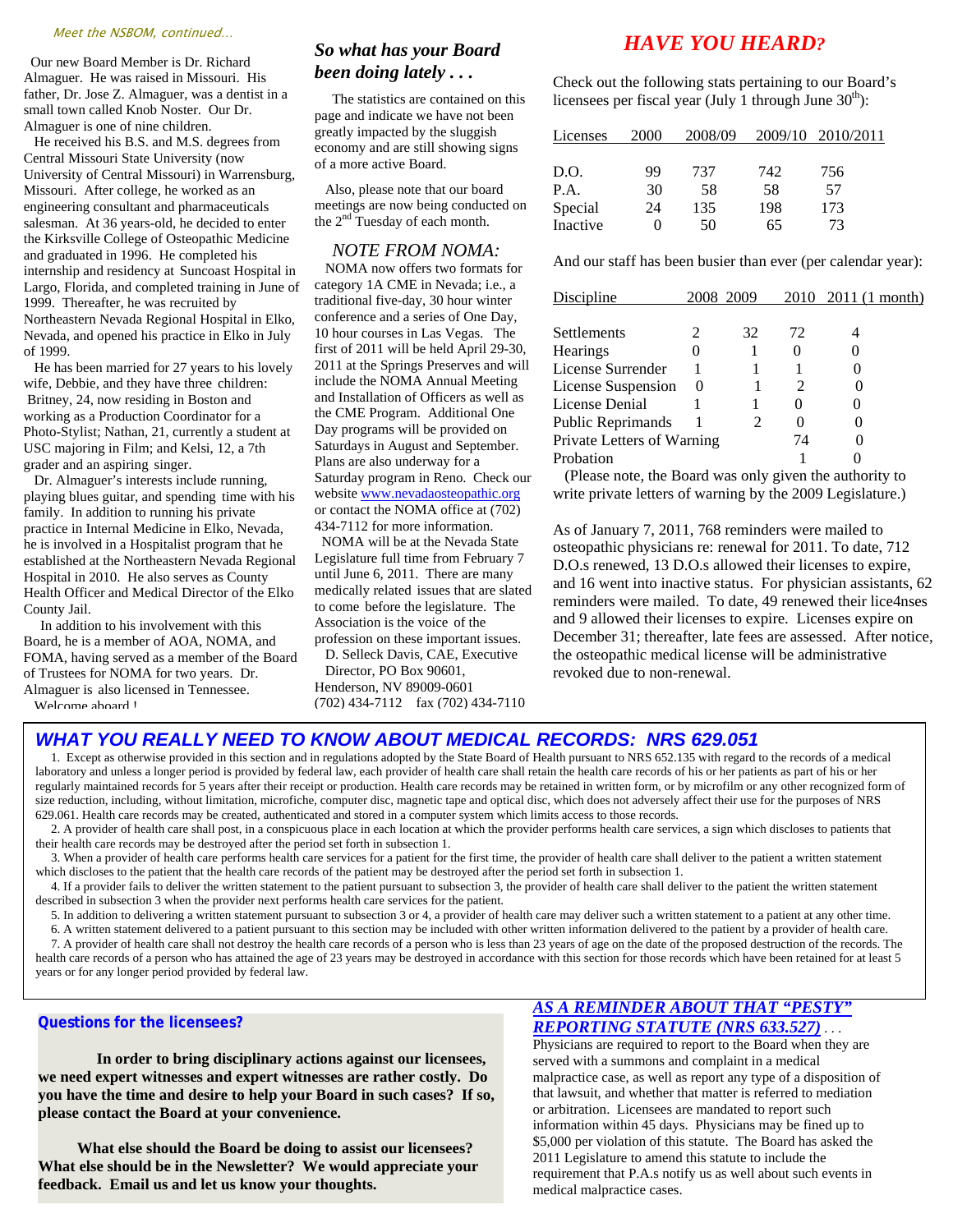*Meet the NSBOM, continued…*

Our new Board Member is Dr. Richard Almaguer. He was raised in Missouri. His father, Dr. Jose Z. Almaguer, was a dentist in a small town called Knob Noster. Our Dr. Almaguer is one of nine children.

He received his B.S. and M.S. degrees from Central Missouri State University (now University of Central Missouri) in Warrensburg, Missouri. After college, he worked as an engineering consultant and pharmaceuticals salesman. At 36 years-old, he decided to enter the Kirksville College of Osteopathic Medicine and graduated in 1996. He completed his internship and residency at Suncoast Hospital in Largo, Florida, and completed training in June of 1999. Thereafter, he was recruited by Northeastern Nevada Regional Hospital in Elko, Nevada, and opened his practice in Elko in July of 1999.

He has been married for 27 years to his lovely wife, Debbie, and they have three children: Britney, 24, now residing in Boston and working as a Production Coordinator for a Photo-Stylist; Nathan, 21, currently a student at USC majoring in Film; and Kelsi, 12, a 7th grader and an aspiring singer.

Dr. Almaguer's interests include running, playing blues guitar, and spending time with his family. In addition to running his private practice in Internal Medicine in Elko, Nevada, he is involved in a Hospitalist program that he established at the Northeastern Nevada Regional Hospital in 2010. He also serves as County Health Officer and Medical Director of the Elko County Jail.

In addition to his involvement with this Board, he is a member of AOA, NOMA, and FOMA, having served as a member of the Board of Trustees for NOMA for two years. Dr. Almaguer is also licensed in Tennessee.

Welcome aboard !

## *So what has your Board been doing lately . . .*

The statistics are contained on this page and indicate we have not been greatly impacted by the sluggish economy and are still showing signs of a more active Board.

Also, please note that our board meetings are now being conducted on the 2nd Tuesday of each month.

## *NOTE FROM NOMA:*

NOMA now offers two formats for category 1A CME in Nevada; i.e., a traditional five-day, 30 hour winter conference and a series of One Day, 10 hour courses in Las Vegas. The first of 2011 will be held April 29-30, 2011 at the Springs Preserves and will include the NOMA Annual Meeting and Installation of Officers as well as the CME Program. Additional One Day programs will be provided on Saturdays in August and September. Plans are also underway for a Saturday program in Reno. Check our website www.nevadaosteopathic.org or contact the NOMA office at (702) 434-7112 for more information.

NOMA will be at the Nevada State Legislature full time from February 7 until June 6, 2011. There are many medically related issues that are slated to come before the legislature. The Association is the voice of the profession on these important issues.

D. Selleck Davis, CAE, Executive Director, PO Box 90601, Henderson, NV 89009-0601
(702) 434-7112 fax (702) 434-7110

## *HAVE YOU HEARD?*

Check out the following stats pertaining to our Board's licensees per fiscal year (July 1 through June 30th):

| Licenses | 2000 | 2008/09 | 2009/10 | 2010/2011 |
|---|---|---|---|---|
| D.O. | 99 | 737 | 742 | 756 |
| P.A. | 30 | 58 | 58 | 57 |
| Special | 24 | 135 | 198 | 173 |
| Inactive | 0 | 50 | 65 | 73 |

And our staff has been busier than ever (per calendar year):

| Discipline | 2008 | 2009 | 2010 | 2011 (1 month) |
|---|---|---|---|---|
| Settlements | 2 | 32 | 72 | 4 |
| Hearings | 0 | 1 | 0 | 0 |
| License Surrender | 1 | 1 | 1 | 0 |
| License Suspension | 0 | 1 | 2 | 0 |
| License Denial | 1 | 1 | 0 | 0 |
| Public Reprimands | 1 | 2 | 0 | 0 |
| Private Letters of Warning | | | 74 | 0 |
| Probation | | | 1 | 0 |

(Please note, the Board was only given the authority to write private letters of warning by the 2009 Legislature.)

As of January 7, 2011, 768 reminders were mailed to osteopathic physicians re: renewal for 2011. To date, 712 D.O.s renewed, 13 D.O.s allowed their licenses to expire, and 16 went into inactive status. For physician assistants, 62 reminders were mailed. To date, 49 renewed their lice4nses and 9 allowed their licenses to expire. Licenses expire on December 31; thereafter, late fees are assessed. After notice, the osteopathic medical license will be administrative revoked due to non-renewal.

## *WHAT YOU REALLY NEED TO KNOW ABOUT MEDICAL RECORDS: NRS 629.051*

1. Except as otherwise provided in this section and in regulations adopted by the State Board of Health pursuant to NRS 652.135 with regard to the records of a medical laboratory and unless a longer period is provided by federal law, each provider of health care shall retain the health care records of his or her patients as part of his or her regularly maintained records for 5 years after their receipt or production. Health care records may be retained in written form, or by microfilm or any other recognized form of size reduction, including, without limitation, microfiche, computer disc, magnetic tape and optical disc, which does not adversely affect their use for the purposes of NRS 629.061. Health care records may be created, authenticated and stored in a computer system which limits access to those records.

2. A provider of health care shall post, in a conspicuous place in each location at which the provider performs health care services, a sign which discloses to patients that their health care records may be destroyed after the period set forth in subsection 1.

3. When a provider of health care performs health care services for a patient for the first time, the provider of health care shall deliver to the patient a written statement which discloses to the patient that the health care records of the patient may be destroyed after the period set forth in subsection 1.

4. If a provider fails to deliver the written statement to the patient pursuant to subsection 3, the provider of health care shall deliver to the patient the written statement described in subsection 3 when the provider next performs health care services for the patient.

5. In addition to delivering a written statement pursuant to subsection 3 or 4, a provider of health care may deliver such a written statement to a patient at any other time.

6. A written statement delivered to a patient pursuant to this section may be included with other written information delivered to the patient by a provider of health care.

7. A provider of health care shall not destroy the health care records of a person who is less than 23 years of age on the date of the proposed destruction of the records. The health care records of a person who has attained the age of 23 years may be destroyed in accordance with this section for those records which have been retained for at least 5 years or for any longer period provided by federal law.

### Questions for the licensees?

**In order to bring disciplinary actions against our licensees, we need expert witnesses and expert witnesses are rather costly. Do you have the time and desire to help your Board in such cases? If so, please contact the Board at your convenience.**

**What else should the Board be doing to assist our licensees? What else should be in the Newsletter? We would appreciate your feedback. Email us and let us know your thoughts.**

## *AS A REMINDER ABOUT THAT "PESTY" REPORTING STATUTE (NRS 633.527)* . . .

Physicians are required to report to the Board when they are served with a summons and complaint in a medical malpractice case, as well as report any type of a disposition of that lawsuit, and whether that matter is referred to mediation or arbitration. Licensees are mandated to report such information within 45 days. Physicians may be fined up to $5,000 per violation of this statute. The Board has asked the 2011 Legislature to amend this statute to include the requirement that P.A.s notify us as well about such events in medical malpractice cases.